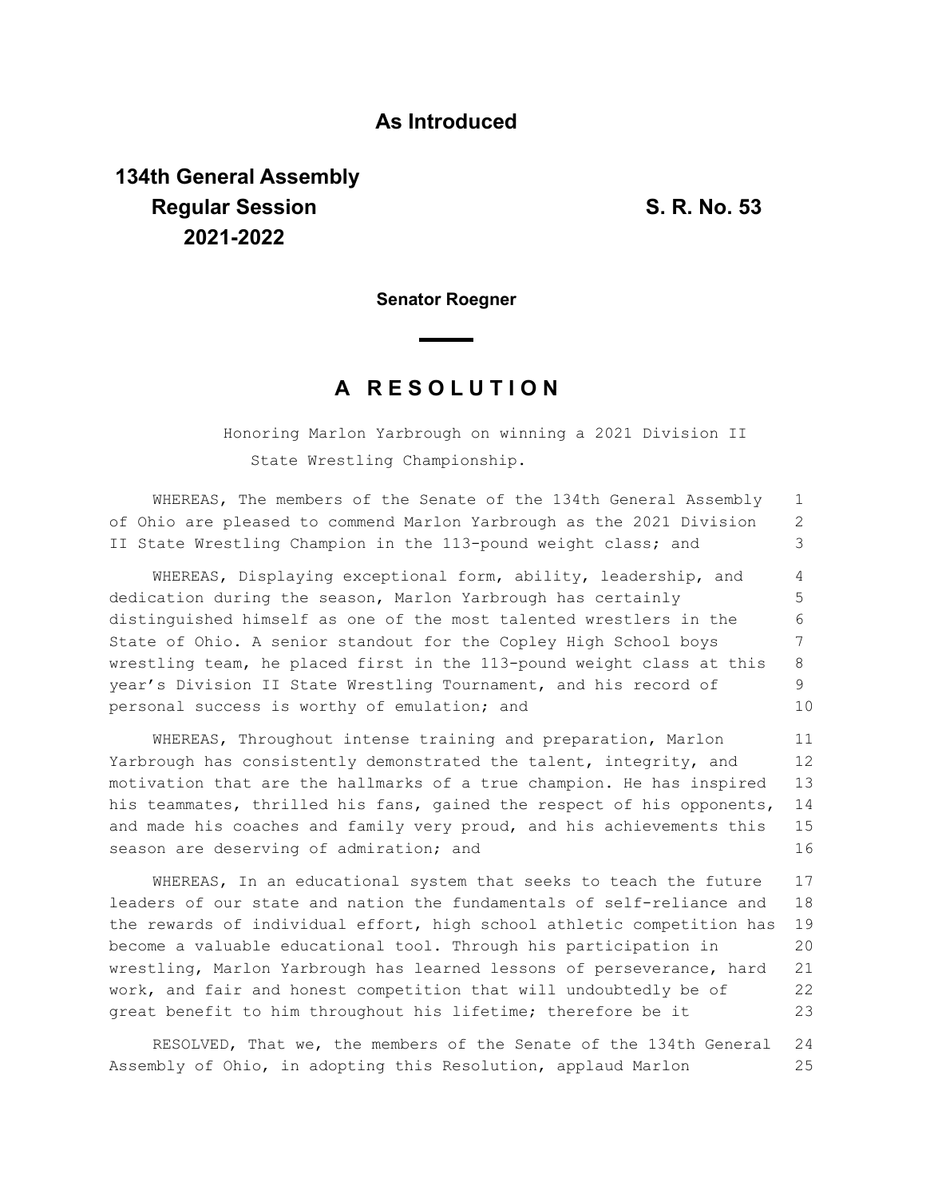**As Introduced**

**134th General Assembly**
**Regular Session**
**2021-2022**

**S. R. No. 53**

**Senator Roegner**

## A R E S O L U T I O N

Honoring Marlon Yarbrough on winning a 2021 Division II State Wrestling Championship.

WHEREAS, The members of the Senate of the 134th General Assembly of Ohio are pleased to commend Marlon Yarbrough as the 2021 Division II State Wrestling Champion in the 113-pound weight class; and

WHEREAS, Displaying exceptional form, ability, leadership, and dedication during the season, Marlon Yarbrough has certainly distinguished himself as one of the most talented wrestlers in the State of Ohio. A senior standout for the Copley High School boys wrestling team, he placed first in the 113-pound weight class at this year's Division II State Wrestling Tournament, and his record of personal success is worthy of emulation; and

WHEREAS, Throughout intense training and preparation, Marlon Yarbrough has consistently demonstrated the talent, integrity, and motivation that are the hallmarks of a true champion. He has inspired his teammates, thrilled his fans, gained the respect of his opponents, and made his coaches and family very proud, and his achievements this season are deserving of admiration; and

WHEREAS, In an educational system that seeks to teach the future leaders of our state and nation the fundamentals of self-reliance and the rewards of individual effort, high school athletic competition has become a valuable educational tool. Through his participation in wrestling, Marlon Yarbrough has learned lessons of perseverance, hard work, and fair and honest competition that will undoubtedly be of great benefit to him throughout his lifetime; therefore be it

RESOLVED, That we, the members of the Senate of the 134th General Assembly of Ohio, in adopting this Resolution, applaud Marlon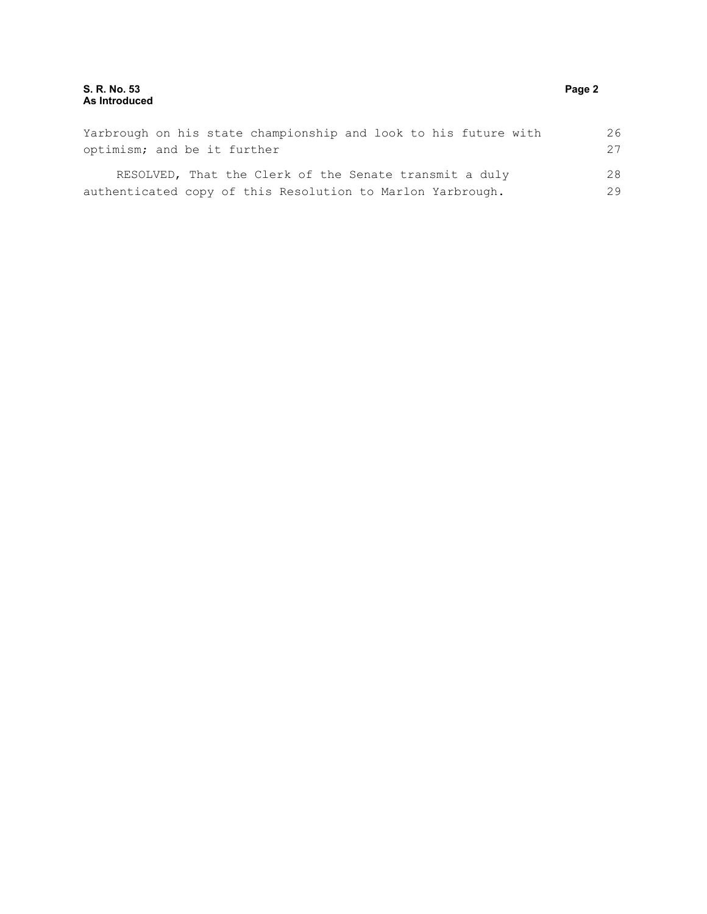Yarbrough on his state championship and look to his future with optimism; and be it further

RESOLVED, That the Clerk of the Senate transmit a duly authenticated copy of this Resolution to Marlon Yarbrough.